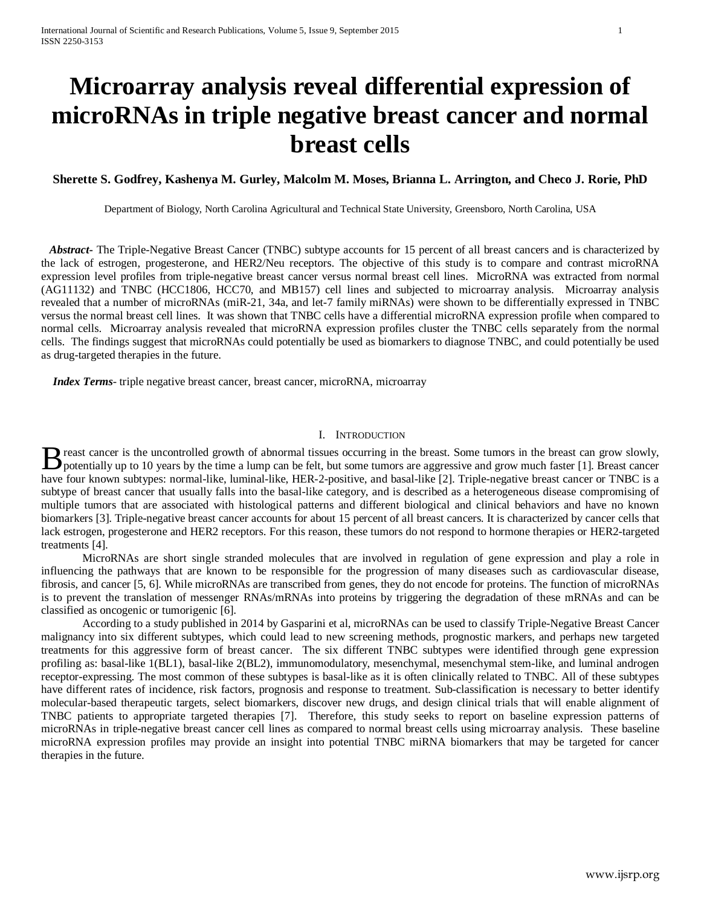# Microarray analysis reveal differential expression of microRNAs in triple negative breast cancer and normal breast cells

**Sherette S. Godfrey, Kashenya M. Gurley, Malcolm M. Moses, Brianna L. Arrington, and Checo J. Rorie, PhD**

Department of Biology, North Carolina Agricultural and Technical State University, Greensboro, North Carolina, USA

***Abstract-*** The Triple-Negative Breast Cancer (TNBC) subtype accounts for 15 percent of all breast cancers and is characterized by the lack of estrogen, progesterone, and HER2/Neu receptors. The objective of this study is to compare and contrast microRNA expression level profiles from triple-negative breast cancer versus normal breast cell lines. MicroRNA was extracted from normal (AG11132) and TNBC (HCC1806, HCC70, and MB157) cell lines and subjected to microarray analysis. Microarray analysis revealed that a number of microRNAs (miR-21, 34a, and let-7 family miRNAs) were shown to be differentially expressed in TNBC versus the normal breast cell lines. It was shown that TNBC cells have a differential microRNA expression profile when compared to normal cells. Microarray analysis revealed that microRNA expression profiles cluster the TNBC cells separately from the normal cells. The findings suggest that microRNAs could potentially be used as biomarkers to diagnose TNBC, and could potentially be used as drug-targeted therapies in the future.

***Index Terms-*** triple negative breast cancer, breast cancer, microRNA, microarray

## I. Introduction

Breast cancer is the uncontrolled growth of abnormal tissues occurring in the breast. Some tumors in the breast can grow slowly, potentially up to 10 years by the time a lump can be felt, but some tumors are aggressive and grow much faster [1]. Breast cancer have four known subtypes: normal-like, luminal-like, HER-2-positive, and basal-like [2]. Triple-negative breast cancer or TNBC is a subtype of breast cancer that usually falls into the basal-like category, and is described as a heterogeneous disease compromising of multiple tumors that are associated with histological patterns and different biological and clinical behaviors and have no known biomarkers [3]. Triple-negative breast cancer accounts for about 15 percent of all breast cancers. It is characterized by cancer cells that lack estrogen, progesterone and HER2 receptors. For this reason, these tumors do not respond to hormone therapies or HER2-targeted treatments [4].

MicroRNAs are short single stranded molecules that are involved in regulation of gene expression and play a role in influencing the pathways that are known to be responsible for the progression of many diseases such as cardiovascular disease, fibrosis, and cancer [5, 6]. While microRNAs are transcribed from genes, they do not encode for proteins. The function of microRNAs is to prevent the translation of messenger RNAs/mRNAs into proteins by triggering the degradation of these mRNAs and can be classified as oncogenic or tumorigenic [6].

According to a study published in 2014 by Gasparini et al, microRNAs can be used to classify Triple-Negative Breast Cancer malignancy into six different subtypes, which could lead to new screening methods, prognostic markers, and perhaps new targeted treatments for this aggressive form of breast cancer. The six different TNBC subtypes were identified through gene expression profiling as: basal-like 1(BL1), basal-like 2(BL2), immunomodulatory, mesenchymal, mesenchymal stem-like, and luminal androgen receptor-expressing. The most common of these subtypes is basal-like as it is often clinically related to TNBC. All of these subtypes have different rates of incidence, risk factors, prognosis and response to treatment. Sub-classification is necessary to better identify molecular-based therapeutic targets, select biomarkers, discover new drugs, and design clinical trials that will enable alignment of TNBC patients to appropriate targeted therapies [7]. Therefore, this study seeks to report on baseline expression patterns of microRNAs in triple-negative breast cancer cell lines as compared to normal breast cells using microarray analysis. These baseline microRNA expression profiles may provide an insight into potential TNBC miRNA biomarkers that may be targeted for cancer therapies in the future.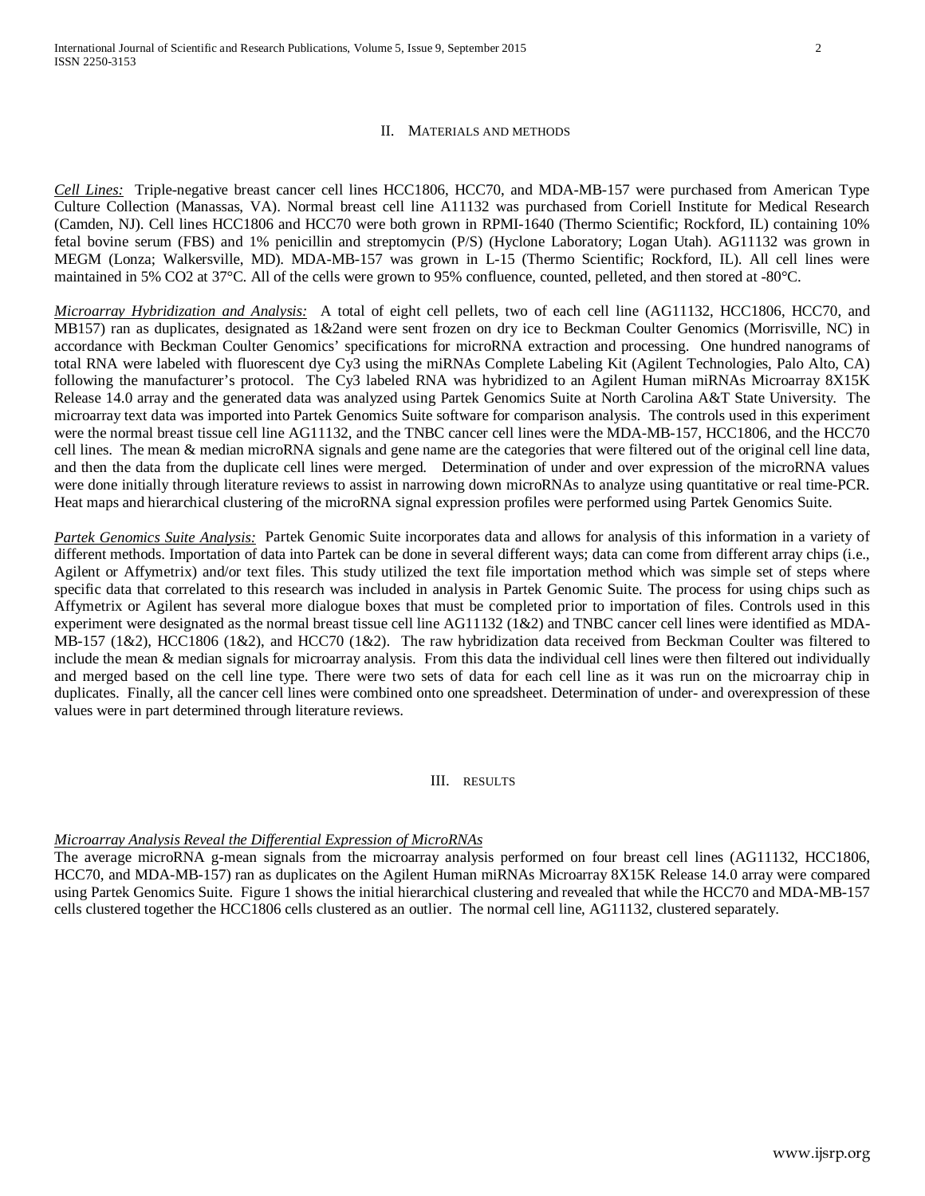## II. Materials and Methods

*Cell Lines:* Triple-negative breast cancer cell lines HCC1806, HCC70, and MDA-MB-157 were purchased from American Type Culture Collection (Manassas, VA). Normal breast cell line A11132 was purchased from Coriell Institute for Medical Research (Camden, NJ). Cell lines HCC1806 and HCC70 were both grown in RPMI-1640 (Thermo Scientific; Rockford, IL) containing 10% fetal bovine serum (FBS) and 1% penicillin and streptomycin (P/S) (Hyclone Laboratory; Logan Utah). AG11132 was grown in MEGM (Lonza; Walkersville, MD). MDA-MB-157 was grown in L-15 (Thermo Scientific; Rockford, IL). All cell lines were maintained in 5% CO2 at 37°C. All of the cells were grown to 95% confluence, counted, pelleted, and then stored at -80°C.

*Microarray Hybridization and Analysis:* A total of eight cell pellets, two of each cell line (AG11132, HCC1806, HCC70, and MB157) ran as duplicates, designated as 1&2and were sent frozen on dry ice to Beckman Coulter Genomics (Morrisville, NC) in accordance with Beckman Coulter Genomics' specifications for microRNA extraction and processing. One hundred nanograms of total RNA were labeled with fluorescent dye Cy3 using the miRNAs Complete Labeling Kit (Agilent Technologies, Palo Alto, CA) following the manufacturer's protocol. The Cy3 labeled RNA was hybridized to an Agilent Human miRNAs Microarray 8X15K Release 14.0 array and the generated data was analyzed using Partek Genomics Suite at North Carolina A&T State University. The microarray text data was imported into Partek Genomics Suite software for comparison analysis. The controls used in this experiment were the normal breast tissue cell line AG11132, and the TNBC cancer cell lines were the MDA-MB-157, HCC1806, and the HCC70 cell lines. The mean & median microRNA signals and gene name are the categories that were filtered out of the original cell line data, and then the data from the duplicate cell lines were merged. Determination of under and over expression of the microRNA values were done initially through literature reviews to assist in narrowing down microRNAs to analyze using quantitative or real time-PCR. Heat maps and hierarchical clustering of the microRNA signal expression profiles were performed using Partek Genomics Suite.

*Partek Genomics Suite Analysis:* Partek Genomic Suite incorporates data and allows for analysis of this information in a variety of different methods. Importation of data into Partek can be done in several different ways; data can come from different array chips (i.e., Agilent or Affymetrix) and/or text files. This study utilized the text file importation method which was simple set of steps where specific data that correlated to this research was included in analysis in Partek Genomic Suite. The process for using chips such as Affymetrix or Agilent has several more dialogue boxes that must be completed prior to importation of files. Controls used in this experiment were designated as the normal breast tissue cell line AG11132 (1&2) and TNBC cancer cell lines were identified as MDA-MB-157 (1&2), HCC1806 (1&2), and HCC70 (1&2). The raw hybridization data received from Beckman Coulter was filtered to include the mean & median signals for microarray analysis. From this data the individual cell lines were then filtered out individually and merged based on the cell line type. There were two sets of data for each cell line as it was run on the microarray chip in duplicates. Finally, all the cancer cell lines were combined onto one spreadsheet. Determination of under- and overexpression of these values were in part determined through literature reviews.

## III. Results

*Microarray Analysis Reveal the Differential Expression of MicroRNAs*

The average microRNA g-mean signals from the microarray analysis performed on four breast cell lines (AG11132, HCC1806, HCC70, and MDA-MB-157) ran as duplicates on the Agilent Human miRNAs Microarray 8X15K Release 14.0 array were compared using Partek Genomics Suite. Figure 1 shows the initial hierarchical clustering and revealed that while the HCC70 and MDA-MB-157 cells clustered together the HCC1806 cells clustered as an outlier. The normal cell line, AG11132, clustered separately.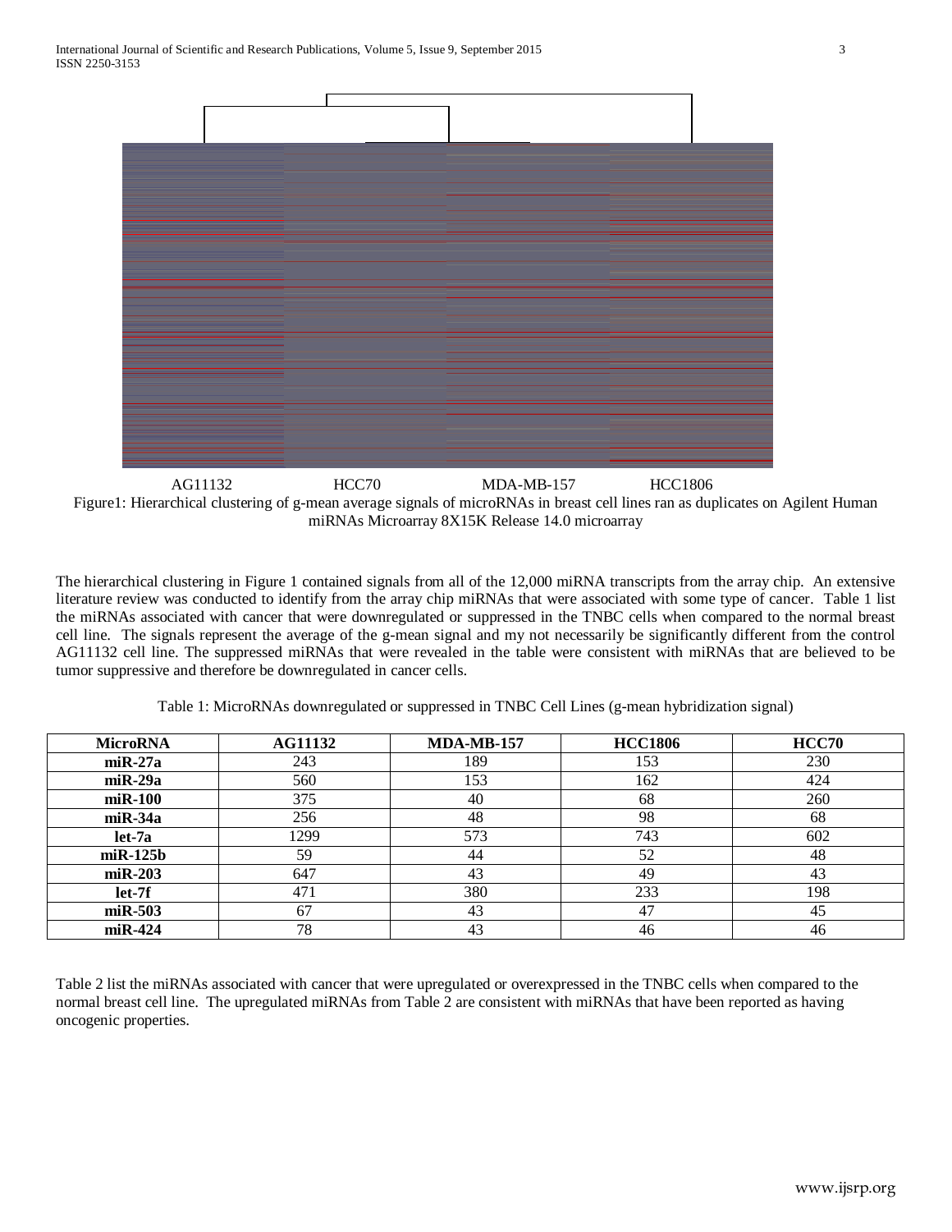AG11132 HCC70 MDA-MB-157 HCC1806

Figure1: Hierarchical clustering of g-mean average signals of microRNAs in breast cell lines ran as duplicates on Agilent Human miRNAs Microarray 8X15K Release 14.0 microarray

The hierarchical clustering in Figure 1 contained signals from all of the 12,000 miRNA transcripts from the array chip. An extensive literature review was conducted to identify from the array chip miRNAs that were associated with some type of cancer. Table 1 list the miRNAs associated with cancer that were downregulated or suppressed in the TNBC cells when compared to the normal breast cell line. The signals represent the average of the g-mean signal and my not necessarily be significantly different from the control AG11132 cell line. The suppressed miRNAs that were revealed in the table were consistent with miRNAs that are believed to be tumor suppressive and therefore be downregulated in cancer cells.

Table 1: MicroRNAs downregulated or suppressed in TNBC Cell Lines (g-mean hybridization signal)

| MicroRNA | AG11132 | MDA-MB-157 | HCC1806 | HCC70 |
|---|---|---|---|---|
| **miR-27a** | 243 | 189 | 153 | 230 |
| **miR-29a** | 560 | 153 | 162 | 424 |
| **miR-100** | 375 | 40 | 68 | 260 |
| **miR-34a** | 256 | 48 | 98 | 68 |
| **let-7a** | 1299 | 573 | 743 | 602 |
| **miR-125b** | 59 | 44 | 52 | 48 |
| **miR-203** | 647 | 43 | 49 | 43 |
| **let-7f** | 471 | 380 | 233 | 198 |
| **miR-503** | 67 | 43 | 47 | 45 |
| **miR-424** | 78 | 43 | 46 | 46 |

Table 2 list the miRNAs associated with cancer that were upregulated or overexpressed in the TNBC cells when compared to the normal breast cell line. The upregulated miRNAs from Table 2 are consistent with miRNAs that have been reported as having oncogenic properties.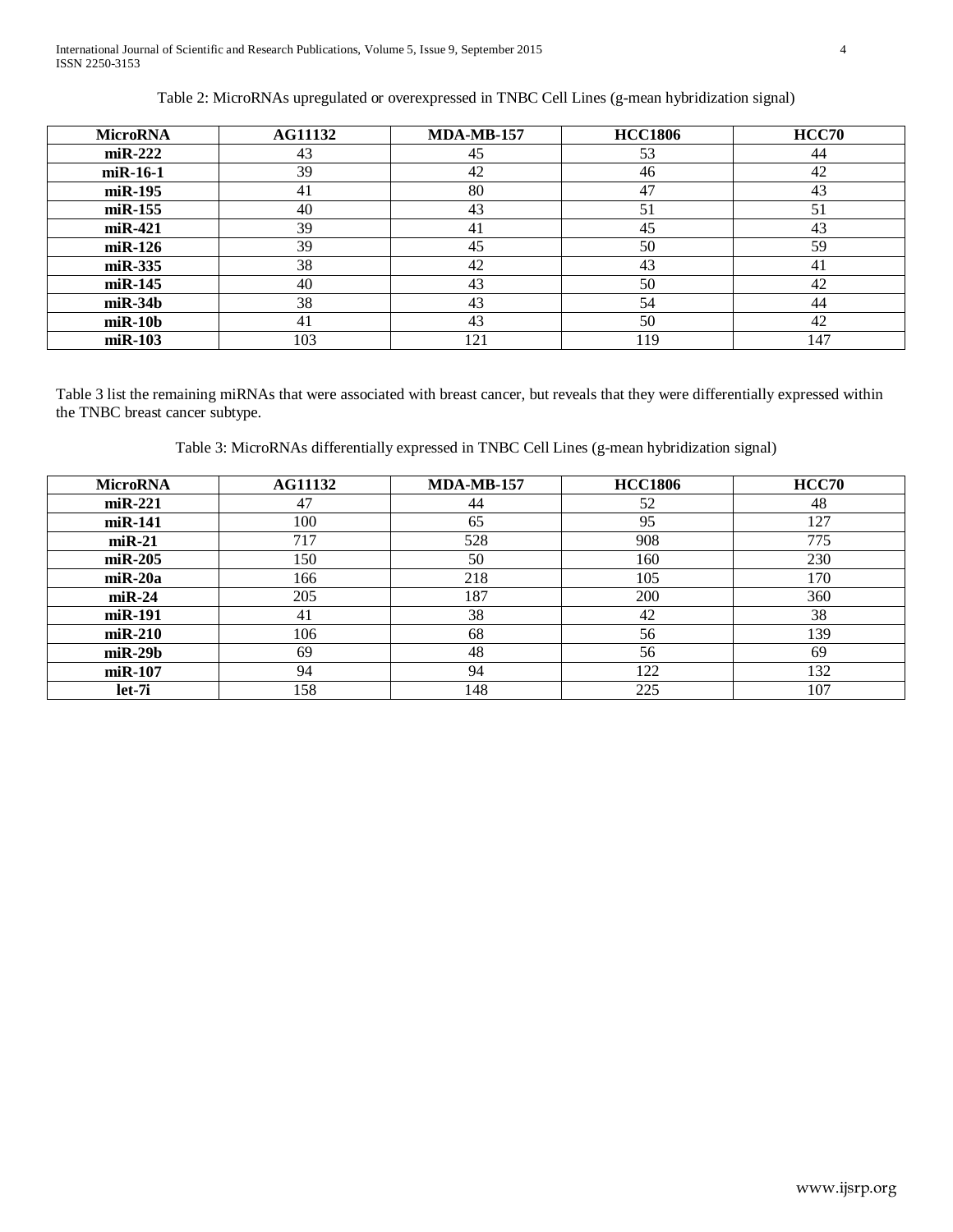Table 2: MicroRNAs upregulated or overexpressed in TNBC Cell Lines (g-mean hybridization signal)

| MicroRNA | AG11132 | MDA-MB-157 | HCC1806 | HCC70 |
|---|---|---|---|---|
| **miR-222** | 43 | 45 | 53 | 44 |
| **miR-16-1** | 39 | 42 | 46 | 42 |
| **miR-195** | 41 | 80 | 47 | 43 |
| **miR-155** | 40 | 43 | 51 | 51 |
| **miR-421** | 39 | 41 | 45 | 43 |
| **miR-126** | 39 | 45 | 50 | 59 |
| **miR-335** | 38 | 42 | 43 | 41 |
| **miR-145** | 40 | 43 | 50 | 42 |
| **miR-34b** | 38 | 43 | 54 | 44 |
| **miR-10b** | 41 | 43 | 50 | 42 |
| **miR-103** | 103 | 121 | 119 | 147 |

Table 3 list the remaining miRNAs that were associated with breast cancer, but reveals that they were differentially expressed within the TNBC breast cancer subtype.

Table 3: MicroRNAs differentially expressed in TNBC Cell Lines (g-mean hybridization signal)

| MicroRNA | AG11132 | MDA-MB-157 | HCC1806 | HCC70 |
|---|---|---|---|---|
| **miR-221** | 47 | 44 | 52 | 48 |
| **miR-141** | 100 | 65 | 95 | 127 |
| **miR-21** | 717 | 528 | 908 | 775 |
| **miR-205** | 150 | 50 | 160 | 230 |
| **miR-20a** | 166 | 218 | 105 | 170 |
| **miR-24** | 205 | 187 | 200 | 360 |
| **miR-191** | 41 | 38 | 42 | 38 |
| **miR-210** | 106 | 68 | 56 | 139 |
| **miR-29b** | 69 | 48 | 56 | 69 |
| **miR-107** | 94 | 94 | 122 | 132 |
| **let-7i** | 158 | 148 | 225 | 107 |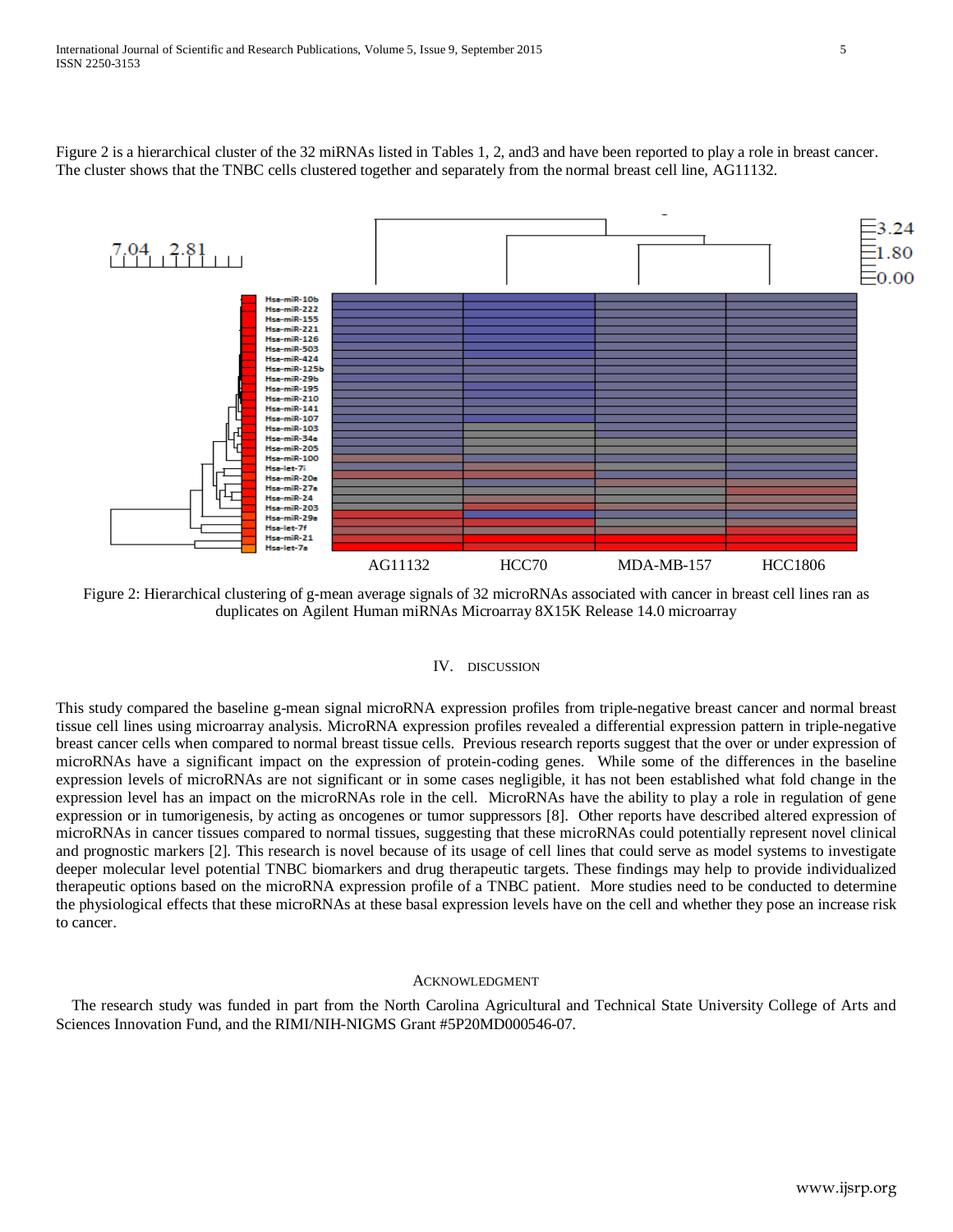Figure 2 is a hierarchical cluster of the 32 miRNAs listed in Tables 1, 2, and3 and have been reported to play a role in breast cancer. The cluster shows that the TNBC cells clustered together and separately from the normal breast cell line, AG11132.

Figure 2: Hierarchical clustering of g-mean average signals of 32 microRNAs associated with cancer in breast cell lines ran as duplicates on Agilent Human miRNAs Microarray 8X15K Release 14.0 microarray

## IV. DISCUSSION

This study compared the baseline g-mean signal microRNA expression profiles from triple-negative breast cancer and normal breast tissue cell lines using microarray analysis. MicroRNA expression profiles revealed a differential expression pattern in triple-negative breast cancer cells when compared to normal breast tissue cells. Previous research reports suggest that the over or under expression of microRNAs have a significant impact on the expression of protein-coding genes. While some of the differences in the baseline expression levels of microRNAs are not significant or in some cases negligible, it has not been established what fold change in the expression level has an impact on the microRNAs role in the cell. MicroRNAs have the ability to play a role in regulation of gene expression or in tumorigenesis, by acting as oncogenes or tumor suppressors [8]. Other reports have described altered expression of microRNAs in cancer tissues compared to normal tissues, suggesting that these microRNAs could potentially represent novel clinical and prognostic markers [2]. This research is novel because of its usage of cell lines that could serve as model systems to investigate deeper molecular level potential TNBC biomarkers and drug therapeutic targets. These findings may help to provide individualized therapeutic options based on the microRNA expression profile of a TNBC patient. More studies need to be conducted to determine the physiological effects that these microRNAs at these basal expression levels have on the cell and whether they pose an increase risk to cancer.

## ACKNOWLEDGMENT

The research study was funded in part from the North Carolina Agricultural and Technical State University College of Arts and Sciences Innovation Fund, and the RIMI/NIH-NIGMS Grant #5P20MD000546-07.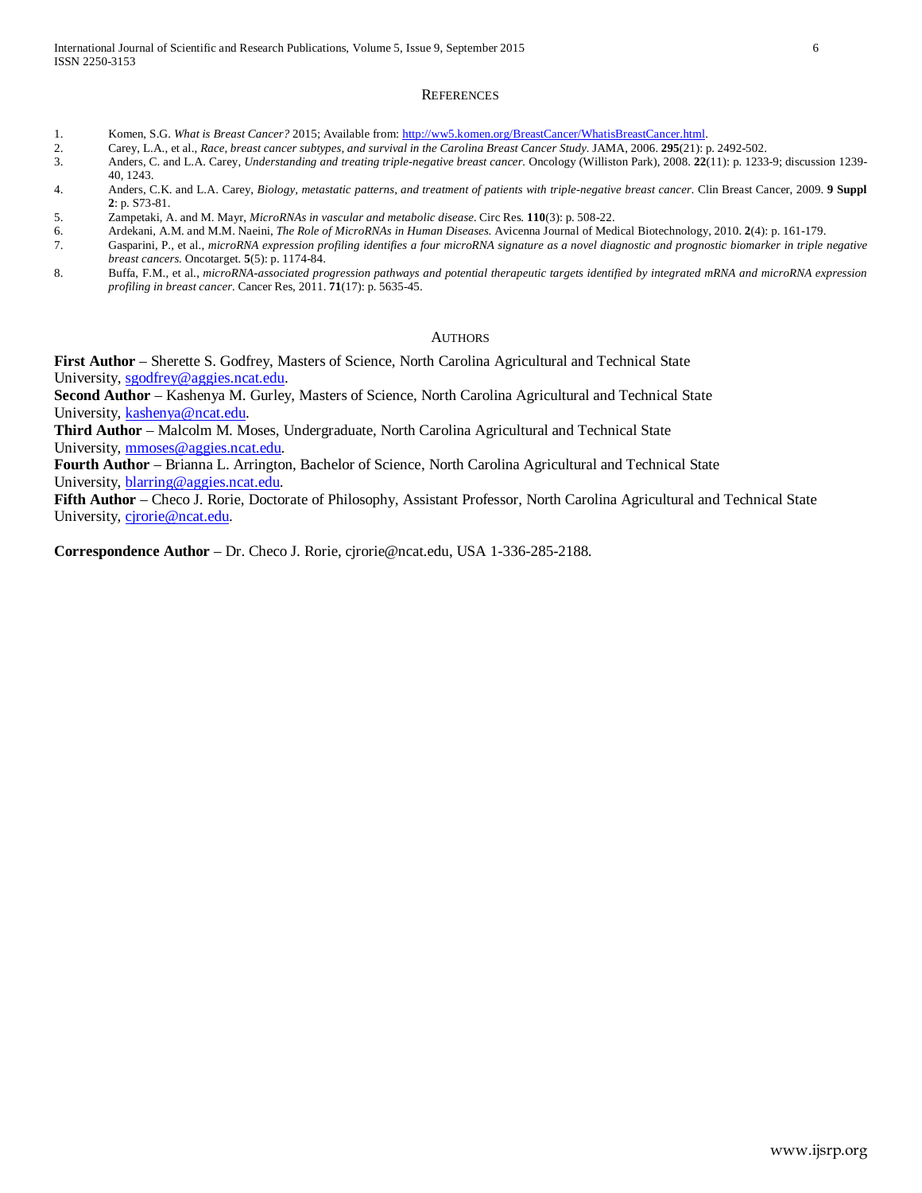## References

1. Komen, S.G. *What is Breast Cancer?* 2015; Available from: http://ww5.komen.org/BreastCancer/WhatisBreastCancer.html.
2. Carey, L.A., et al., *Race, breast cancer subtypes, and survival in the Carolina Breast Cancer Study.* JAMA, 2006. **295**(21): p. 2492-502.
3. Anders, C. and L.A. Carey, *Understanding and treating triple-negative breast cancer.* Oncology (Williston Park), 2008. **22**(11): p. 1233-9; discussion 1239-40, 1243.
4. Anders, C.K. and L.A. Carey, *Biology, metastatic patterns, and treatment of patients with triple-negative breast cancer.* Clin Breast Cancer, 2009. **9 Suppl 2**: p. S73-81.
5. Zampetaki, A. and M. Mayr, *MicroRNAs in vascular and metabolic disease*. Circ Res. **110**(3): p. 508-22.
6. Ardekani, A.M. and M.M. Naeini, *The Role of MicroRNAs in Human Diseases.* Avicenna Journal of Medical Biotechnology, 2010. **2**(4): p. 161-179.
7. Gasparini, P., et al., *microRNA expression profiling identifies a four microRNA signature as a novel diagnostic and prognostic biomarker in triple negative breast cancers.* Oncotarget. **5**(5): p. 1174-84.
8. Buffa, F.M., et al., *microRNA-associated progression pathways and potential therapeutic targets identified by integrated mRNA and microRNA expression profiling in breast cancer.* Cancer Res, 2011. **71**(17): p. 5635-45.

## Authors

**First Author** – Sherette S. Godfrey, Masters of Science, North Carolina Agricultural and Technical State University, sgodfrey@aggies.ncat.edu.

**Second Author** – Kashenya M. Gurley, Masters of Science, North Carolina Agricultural and Technical State University, kashenya@ncat.edu.

**Third Author** – Malcolm M. Moses, Undergraduate, North Carolina Agricultural and Technical State University, mmoses@aggies.ncat.edu.

**Fourth Author** – Brianna L. Arrington, Bachelor of Science, North Carolina Agricultural and Technical State University, blarring@aggies.ncat.edu.

**Fifth Author** – Checo J. Rorie, Doctorate of Philosophy, Assistant Professor, North Carolina Agricultural and Technical State University, cjrorie@ncat.edu.

**Correspondence Author** – Dr. Checo J. Rorie, cjrorie@ncat.edu, USA 1-336-285-2188.